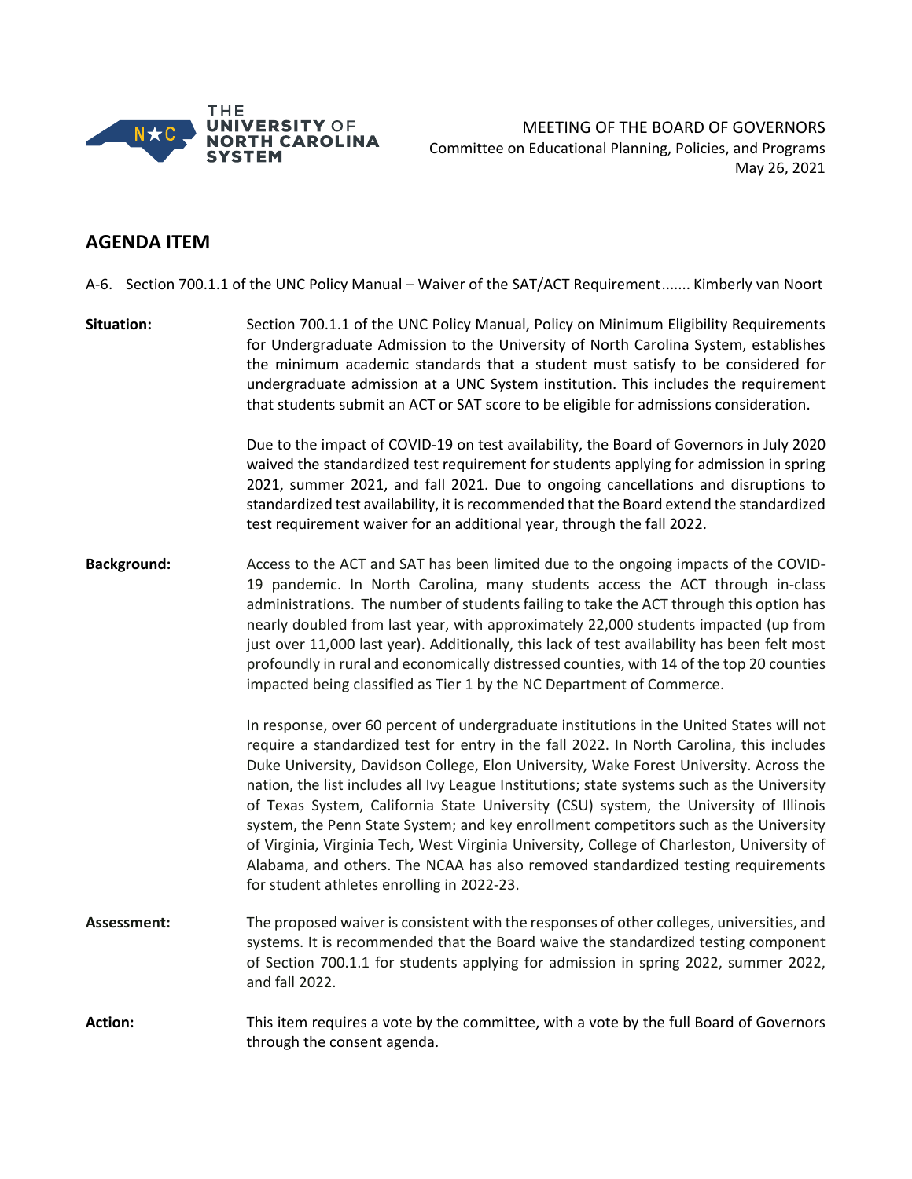THE UNIVERSITY OF NORTH CAROLINA SYSTEM

MEETING OF THE BOARD OF GOVERNORS
Committee on Educational Planning, Policies, and Programs
May 26, 2021

## AGENDA ITEM

A-6. Section 700.1.1 of the UNC Policy Manual – Waiver of the SAT/ACT Requirement....... Kimberly van Noort

**Situation:** Section 700.1.1 of the UNC Policy Manual, Policy on Minimum Eligibility Requirements for Undergraduate Admission to the University of North Carolina System, establishes the minimum academic standards that a student must satisfy to be considered for undergraduate admission at a UNC System institution. This includes the requirement that students submit an ACT or SAT score to be eligible for admissions consideration.

Due to the impact of COVID-19 on test availability, the Board of Governors in July 2020 waived the standardized test requirement for students applying for admission in spring 2021, summer 2021, and fall 2021. Due to ongoing cancellations and disruptions to standardized test availability, it is recommended that the Board extend the standardized test requirement waiver for an additional year, through the fall 2022.

**Background:** Access to the ACT and SAT has been limited due to the ongoing impacts of the COVID-19 pandemic. In North Carolina, many students access the ACT through in-class administrations. The number of students failing to take the ACT through this option has nearly doubled from last year, with approximately 22,000 students impacted (up from just over 11,000 last year). Additionally, this lack of test availability has been felt most profoundly in rural and economically distressed counties, with 14 of the top 20 counties impacted being classified as Tier 1 by the NC Department of Commerce.

In response, over 60 percent of undergraduate institutions in the United States will not require a standardized test for entry in the fall 2022. In North Carolina, this includes Duke University, Davidson College, Elon University, Wake Forest University. Across the nation, the list includes all Ivy League Institutions; state systems such as the University of Texas System, California State University (CSU) system, the University of Illinois system, the Penn State System; and key enrollment competitors such as the University of Virginia, Virginia Tech, West Virginia University, College of Charleston, University of Alabama, and others. The NCAA has also removed standardized testing requirements for student athletes enrolling in 2022-23.

**Assessment:** The proposed waiver is consistent with the responses of other colleges, universities, and systems. It is recommended that the Board waive the standardized testing component of Section 700.1.1 for students applying for admission in spring 2022, summer 2022, and fall 2022.

**Action:** This item requires a vote by the committee, with a vote by the full Board of Governors through the consent agenda.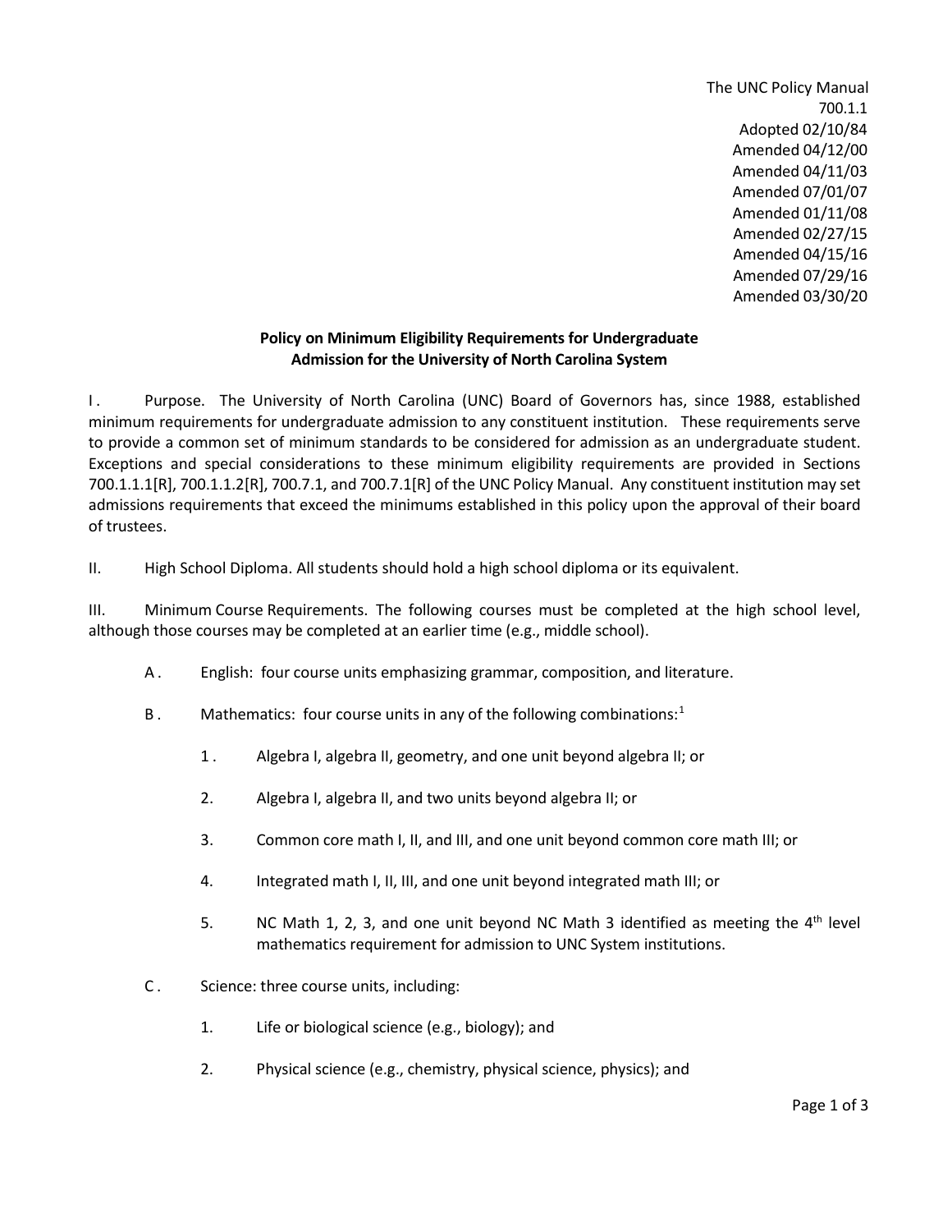The UNC Policy Manual
700.1.1
Adopted 02/10/84
Amended 04/12/00
Amended 04/11/03
Amended 07/01/07
Amended 01/11/08
Amended 02/27/15
Amended 04/15/16
Amended 07/29/16
Amended 03/30/20

**Policy on Minimum Eligibility Requirements for Undergraduate Admission for the University of North Carolina System**

I. Purpose. The University of North Carolina (UNC) Board of Governors has, since 1988, established minimum requirements for undergraduate admission to any constituent institution. These requirements serve to provide a common set of minimum standards to be considered for admission as an undergraduate student. Exceptions and special considerations to these minimum eligibility requirements are provided in Sections 700.1.1.1[R], 700.1.1.2[R], 700.7.1, and 700.7.1[R] of the UNC Policy Manual. Any constituent institution may set admissions requirements that exceed the minimums established in this policy upon the approval of their board of trustees.

II. High School Diploma. All students should hold a high school diploma or its equivalent.

III. Minimum Course Requirements. The following courses must be completed at the high school level, although those courses may be completed at an earlier time (e.g., middle school).

A. English: four course units emphasizing grammar, composition, and literature.

B. Mathematics: four course units in any of the following combinations:[1]

1. Algebra I, algebra II, geometry, and one unit beyond algebra II; or
2. Algebra I, algebra II, and two units beyond algebra II; or
3. Common core math I, II, and III, and one unit beyond common core math III; or
4. Integrated math I, II, III, and one unit beyond integrated math III; or
5. NC Math 1, 2, 3, and one unit beyond NC Math 3 identified as meeting the 4th level mathematics requirement for admission to UNC System institutions.

C. Science: three course units, including:

1. Life or biological science (e.g., biology); and
2. Physical science (e.g., chemistry, physical science, physics); and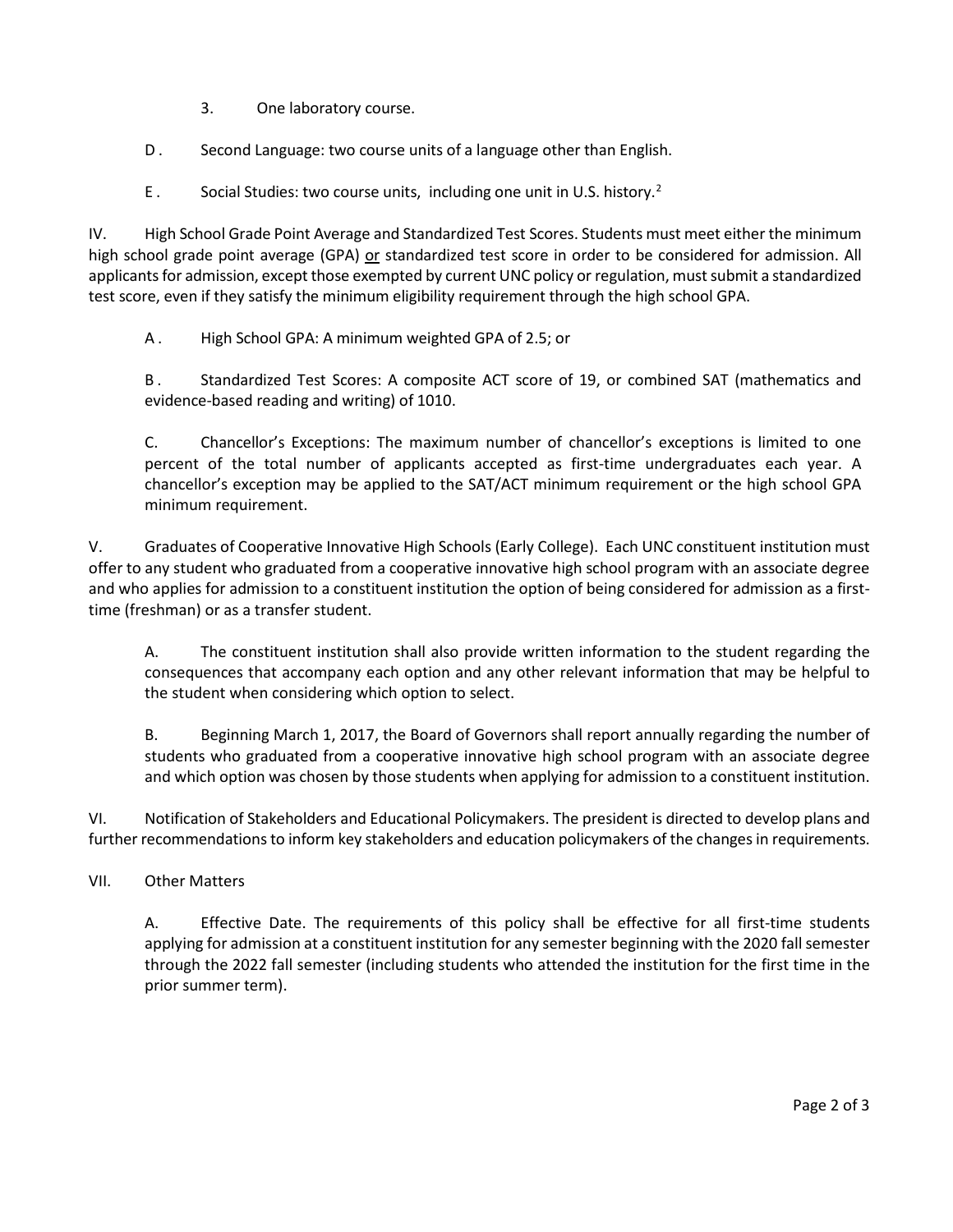3. One laboratory course.

D. Second Language: two course units of a language other than English.

E. Social Studies: two course units, including one unit in U.S. history.[2]

IV. High School Grade Point Average and Standardized Test Scores. Students must meet either the minimum high school grade point average (GPA) <u>or</u> standardized test score in order to be considered for admission. All applicants for admission, except those exempted by current UNC policy or regulation, must submit a standardized test score, even if they satisfy the minimum eligibility requirement through the high school GPA.

A. High School GPA: A minimum weighted GPA of 2.5; or

B. Standardized Test Scores: A composite ACT score of 19, or combined SAT (mathematics and evidence-based reading and writing) of 1010.

C. Chancellor's Exceptions: The maximum number of chancellor's exceptions is limited to one percent of the total number of applicants accepted as first-time undergraduates each year. A chancellor's exception may be applied to the SAT/ACT minimum requirement or the high school GPA minimum requirement.

V. Graduates of Cooperative Innovative High Schools (Early College). Each UNC constituent institution must offer to any student who graduated from a cooperative innovative high school program with an associate degree and who applies for admission to a constituent institution the option of being considered for admission as a first-time (freshman) or as a transfer student.

A. The constituent institution shall also provide written information to the student regarding the consequences that accompany each option and any other relevant information that may be helpful to the student when considering which option to select.

B. Beginning March 1, 2017, the Board of Governors shall report annually regarding the number of students who graduated from a cooperative innovative high school program with an associate degree and which option was chosen by those students when applying for admission to a constituent institution.

VI. Notification of Stakeholders and Educational Policymakers. The president is directed to develop plans and further recommendations to inform key stakeholders and education policymakers of the changes in requirements.

VII. Other Matters

A. Effective Date. The requirements of this policy shall be effective for all first-time students applying for admission at a constituent institution for any semester beginning with the 2020 fall semester through the 2022 fall semester (including students who attended the institution for the first time in the prior summer term).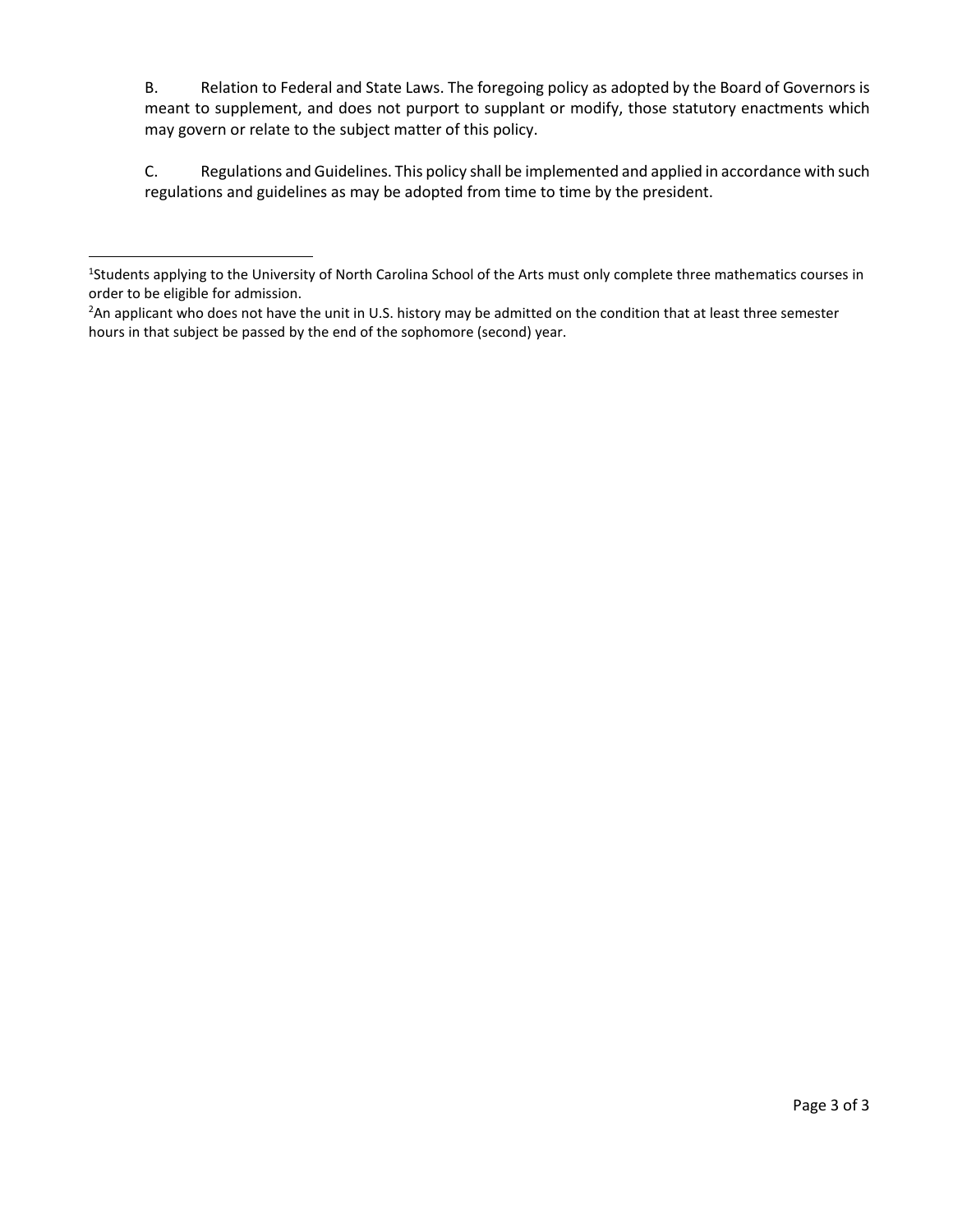B. Relation to Federal and State Laws. The foregoing policy as adopted by the Board of Governors is meant to supplement, and does not purport to supplant or modify, those statutory enactments which may govern or relate to the subject matter of this policy.

C. Regulations and Guidelines. This policy shall be implemented and applied in accordance with such regulations and guidelines as may be adopted from time to time by the president.

---

[1] Students applying to the University of North Carolina School of the Arts must only complete three mathematics courses in order to be eligible for admission.

[2] An applicant who does not have the unit in U.S. history may be admitted on the condition that at least three semester hours in that subject be passed by the end of the sophomore (second) year.